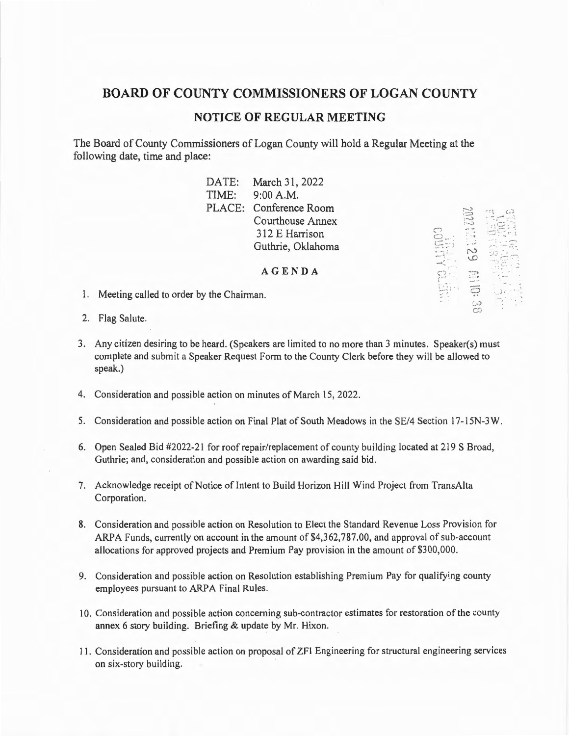# BOARD OF COUNTY COMMISSIONERS OF LOGAN COUNTY

## NOTICE OF REGULAR MEETING

The Board of County Commissioners of Logan County will hold a Regular Meeting at the following date, time and place:

DATE: March 31, 2022
TIME: 9:00 A.M.
PLACE: Conference Room
Courthouse Annex
312 E Harrison
Guthrie, Oklahoma

### AGENDA

1. Meeting called to order by the Chairman.

2. Flag Salute.

3. Any citizen desiring to be heard. (Speakers are limited to no more than 3 minutes. Speaker(s) must complete and submit a Speaker Request Form to the County Clerk before they will be allowed to speak.)

4. Consideration and possible action on minutes of March 15, 2022.

5. Consideration and possible action on Final Plat of South Meadows in the SE/4 Section 17-15N-3W.

6. Open Sealed Bid #2022-21 for roof repair/replacement of county building located at 219 S Broad, Guthrie; and, consideration and possible action on awarding said bid.

7. Acknowledge receipt of Notice of Intent to Build Horizon Hill Wind Project from TransAlta Corporation.

8. Consideration and possible action on Resolution to Elect the Standard Revenue Loss Provision for ARPA Funds, currently on account in the amount of $4,362,787.00, and approval of sub-account allocations for approved projects and Premium Pay provision in the amount of $300,000.

9. Consideration and possible action on Resolution establishing Premium Pay for qualifying county employees pursuant to ARPA Final Rules.

10. Consideration and possible action concerning sub-contractor estimates for restoration of the county annex 6 story building. Briefing & update by Mr. Hixon.

11. Consideration and possible action on proposal of ZFI Engineering for structural engineering services on six-story building.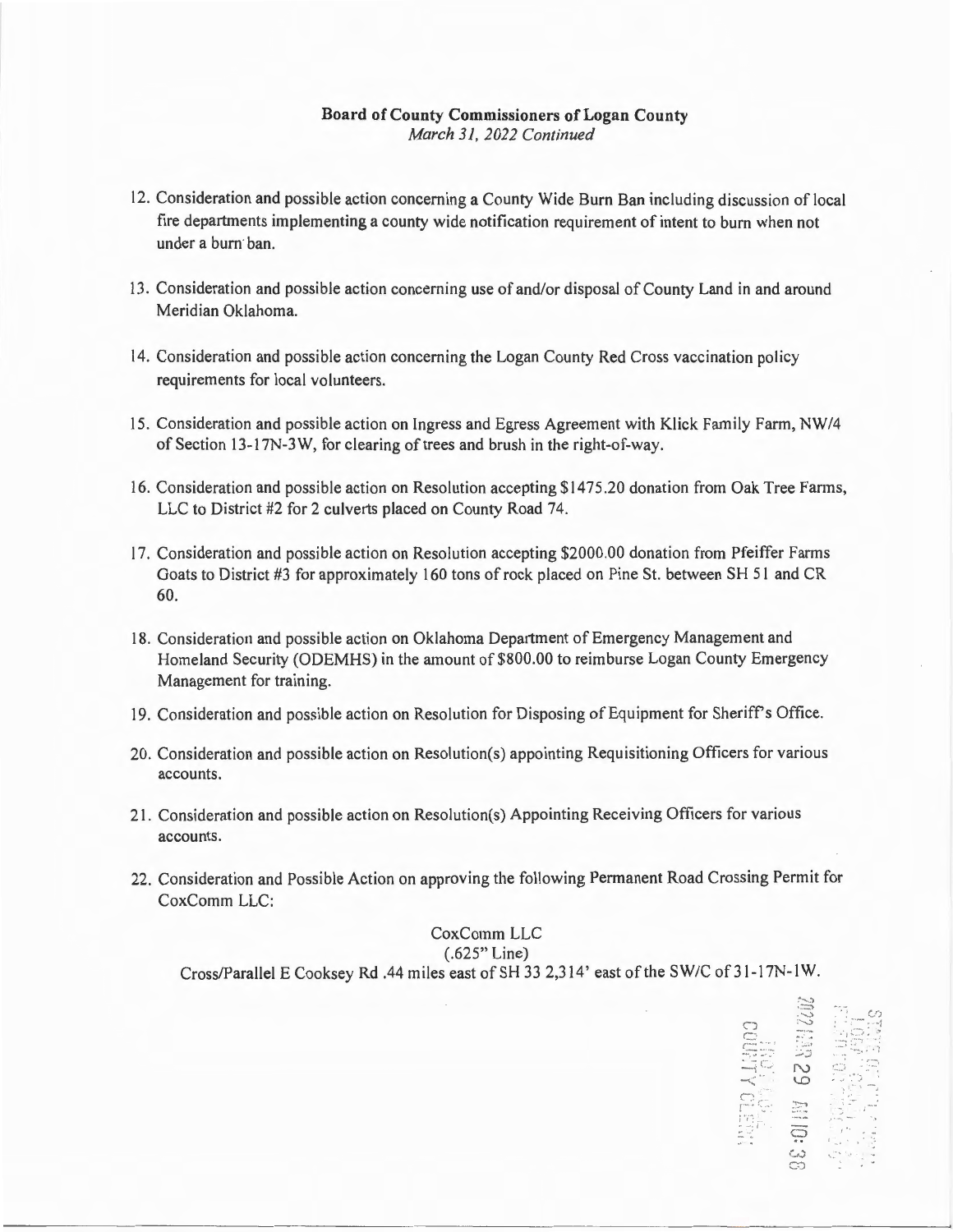**Board of County Commissioners of Logan County**
*March 31, 2022 Continued*

12. Consideration and possible action concerning a County Wide Burn Ban including discussion of local fire departments implementing a county wide notification requirement of intent to burn when not under a burn ban.

13. Consideration and possible action concerning use of and/or disposal of County Land in and around Meridian Oklahoma.

14. Consideration and possible action concerning the Logan County Red Cross vaccination policy requirements for local volunteers.

15. Consideration and possible action on Ingress and Egress Agreement with Klick Family Farm, NW/4 of Section 13-17N-3W, for clearing of trees and brush in the right-of-way.

16. Consideration and possible action on Resolution accepting $1475.20 donation from Oak Tree Farms, LLC to District #2 for 2 culverts placed on County Road 74.

17. Consideration and possible action on Resolution accepting $2000.00 donation from Pfeiffer Farms Goats to District #3 for approximately 160 tons of rock placed on Pine St. between SH 51 and CR 60.

18. Consideration and possible action on Oklahoma Department of Emergency Management and Homeland Security (ODEMHS) in the amount of $800.00 to reimburse Logan County Emergency Management for training.

19. Consideration and possible action on Resolution for Disposing of Equipment for Sheriff's Office.

20. Consideration and possible action on Resolution(s) appointing Requisitioning Officers for various accounts.

21. Consideration and possible action on Resolution(s) Appointing Receiving Officers for various accounts.

22. Consideration and Possible Action on approving the following Permanent Road Crossing Permit for CoxComm LLC:

CoxComm LLC
(.625" Line)
Cross/Parallel E Cooksey Rd .44 miles east of SH 33 2,314' east of the SW/C of 31-17N-1W.

2022 MAR 29 AM 10:38
COUNTY CLERK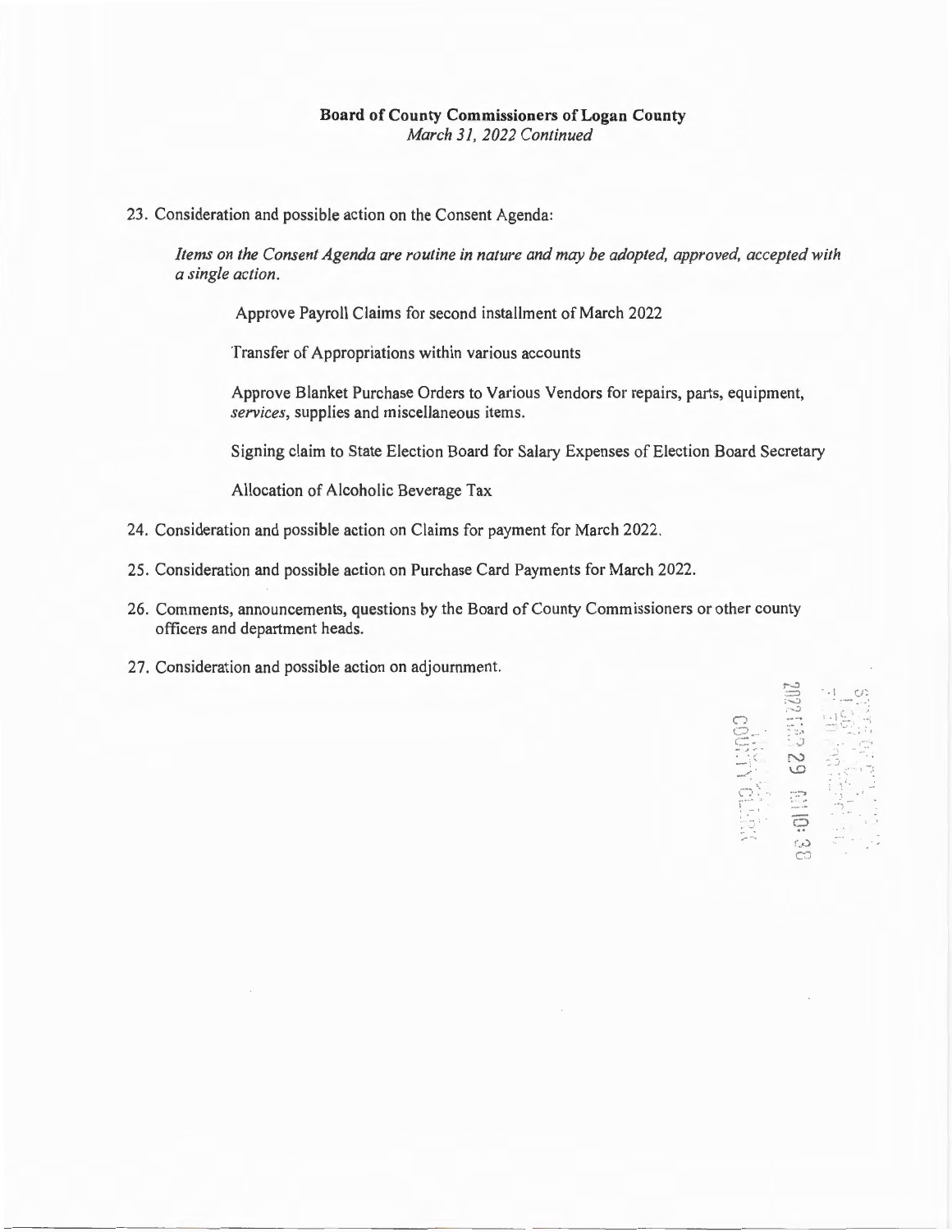**Board of County Commissioners of Logan County**
*March 31, 2022 Continued*

23. Consideration and possible action on the Consent Agenda:

    *Items on the Consent Agenda are routine in nature and may be adopted, approved, accepted with a single action.*

    Approve Payroll Claims for second installment of March 2022

    Transfer of Appropriations within various accounts

    Approve Blanket Purchase Orders to Various Vendors for repairs, parts, equipment, *services*, supplies and miscellaneous items.

    Signing claim to State Election Board for Salary Expenses of Election Board Secretary

    Allocation of Alcoholic Beverage Tax

24. Consideration and possible action on Claims for payment for March 2022.
25. Consideration and possible action on Purchase Card Payments for March 2022.
26. Comments, announcements, questions by the Board of County Commissioners or other county officers and department heads.
27. Consideration and possible action on adjournment.